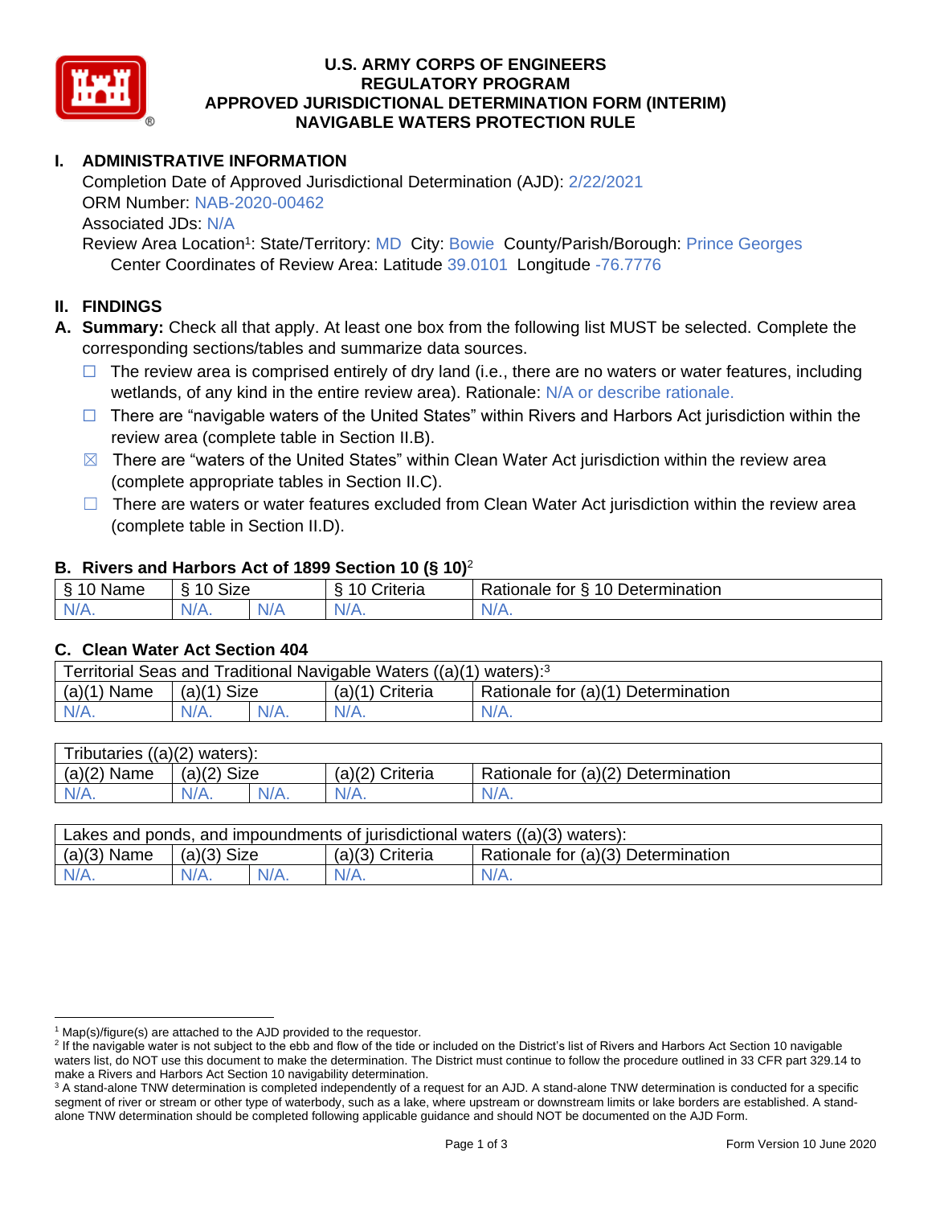# U.S. ARMY CORPS OF ENGINEERS
# REGULATORY PROGRAM
# APPROVED JURISDICTIONAL DETERMINATION FORM (INTERIM)
# NAVIGABLE WATERS PROTECTION RULE

## I. ADMINISTRATIVE INFORMATION

Completion Date of Approved Jurisdictional Determination (AJD): 2/22/2021
ORM Number: NAB-2020-00462
Associated JDs: N/A
Review Area Location[1]: State/Territory: MD City: Bowie County/Parish/Borough: Prince Georges
Center Coordinates of Review Area: Latitude 39.0101 Longitude -76.7776

## II. FINDINGS

**A. Summary:** Check all that apply. At least one box from the following list MUST be selected. Complete the corresponding sections/tables and summarize data sources.

- ☐ The review area is comprised entirely of dry land (i.e., there are no waters or water features, including wetlands, of any kind in the entire review area). Rationale: N/A or describe rationale.
- ☐ There are "navigable waters of the United States" within Rivers and Harbors Act jurisdiction within the review area (complete table in Section II.B).
- ☒ There are "waters of the United States" within Clean Water Act jurisdiction within the review area (complete appropriate tables in Section II.C).
- ☐ There are waters or water features excluded from Clean Water Act jurisdiction within the review area (complete table in Section II.D).

### B. Rivers and Harbors Act of 1899 Section 10 (§ 10)[2]

| § 10 Name | § 10 Size | | § 10 Criteria | Rationale for § 10 Determination |
|---|---|---|---|---|
| N/A. | N/A. | N/A | N/A. | N/A. |

### C. Clean Water Act Section 404

Territorial Seas and Traditional Navigable Waters ((a)(1) waters):[3]

| (a)(1) Name | (a)(1) Size | | (a)(1) Criteria | Rationale for (a)(1) Determination |
|---|---|---|---|---|
| N/A. | N/A. | N/A. | N/A. | N/A. |

Tributaries ((a)(2) waters):

| (a)(2) Name | (a)(2) Size | | (a)(2) Criteria | Rationale for (a)(2) Determination |
|---|---|---|---|---|
| N/A. | N/A. | N/A. | N/A. | N/A. |

Lakes and ponds, and impoundments of jurisdictional waters ((a)(3) waters):

| (a)(3) Name | (a)(3) Size | | (a)(3) Criteria | Rationale for (a)(3) Determination |
|---|---|---|---|---|
| N/A. | N/A. | N/A. | N/A. | N/A. |

---

[1] Map(s)/figure(s) are attached to the AJD provided to the requestor.

[2] If the navigable water is not subject to the ebb and flow of the tide or included on the District's list of Rivers and Harbors Act Section 10 navigable waters list, do NOT use this document to make the determination. The District must continue to follow the procedure outlined in 33 CFR part 329.14 to make a Rivers and Harbors Act Section 10 navigability determination.

[3] A stand-alone TNW determination is completed independently of a request for an AJD. A stand-alone TNW determination is conducted for a specific segment of river or stream or other type of waterbody, such as a lake, where upstream or downstream limits or lake borders are established. A stand-alone TNW determination should be completed following applicable guidance and should NOT be documented on the AJD Form.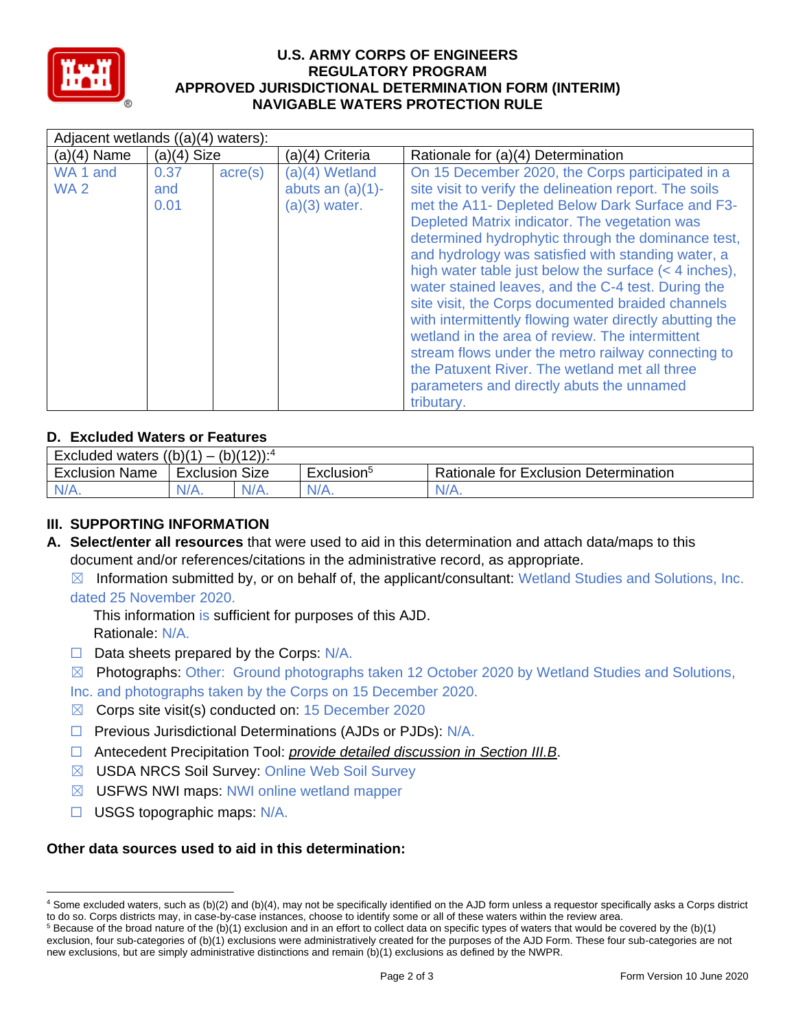# U.S. ARMY CORPS OF ENGINEERS
# REGULATORY PROGRAM
# APPROVED JURISDICTIONAL DETERMINATION FORM (INTERIM)
# NAVIGABLE WATERS PROTECTION RULE

| Adjacent wetlands ((a)(4) waters): | | | | |
|---|---|---|---|---|
| (a)(4) Name | (a)(4) Size | | (a)(4) Criteria | Rationale for (a)(4) Determination |
| WA 1 and WA 2 | 0.37 and 0.01 | acre(s) | (a)(4) Wetland abuts an (a)(1)-(a)(3) water. | On 15 December 2020, the Corps participated in a site visit to verify the delineation report. The soils met the A11- Depleted Below Dark Surface and F3- Depleted Matrix indicator. The vegetation was determined hydrophytic through the dominance test, and hydrology was satisfied with standing water, a high water table just below the surface (< 4 inches), water stained leaves, and the C-4 test. During the site visit, the Corps documented braided channels with intermittently flowing water directly abutting the wetland in the area of review. The intermittent stream flows under the metro railway connecting to the Patuxent River. The wetland met all three parameters and directly abuts the unnamed tributary. |

## D. Excluded Waters or Features

| Excluded waters ((b)(1) – (b)(12)):[4] | | | | |
|---|---|---|---|---|
| Exclusion Name | Exclusion Size | | Exclusion[5] | Rationale for Exclusion Determination |
| N/A. | N/A. | N/A. | N/A. | N/A. |

## III. SUPPORTING INFORMATION

**A. Select/enter all resources** that were used to aid in this determination and attach data/maps to this document and/or references/citations in the administrative record, as appropriate.

☒ Information submitted by, or on behalf of, the applicant/consultant: Wetland Studies and Solutions, Inc. dated 25 November 2020.

This information is sufficient for purposes of this AJD.
Rationale: N/A.

☐ Data sheets prepared by the Corps: N/A.

☒ Photographs: Other: Ground photographs taken 12 October 2020 by Wetland Studies and Solutions, Inc. and photographs taken by the Corps on 15 December 2020.

☒ Corps site visit(s) conducted on: 15 December 2020

☐ Previous Jurisdictional Determinations (AJDs or PJDs): N/A.

☐ Antecedent Precipitation Tool: *provide detailed discussion in Section III.B*.

☒ USDA NRCS Soil Survey: Online Web Soil Survey

☒ USFWS NWI maps: NWI online wetland mapper

☐ USGS topographic maps: N/A.

**Other data sources used to aid in this determination:**

---

[4] Some excluded waters, such as (b)(2) and (b)(4), may not be specifically identified on the AJD form unless a requestor specifically asks a Corps district to do so. Corps districts may, in case-by-case instances, choose to identify some or all of these waters within the review area.

[5] Because of the broad nature of the (b)(1) exclusion and in an effort to collect data on specific types of waters that would be covered by the (b)(1) exclusion, four sub-categories of (b)(1) exclusions were administratively created for the purposes of the AJD Form. These four sub-categories are not new exclusions, but are simply administrative distinctions and remain (b)(1) exclusions as defined by the NWPR.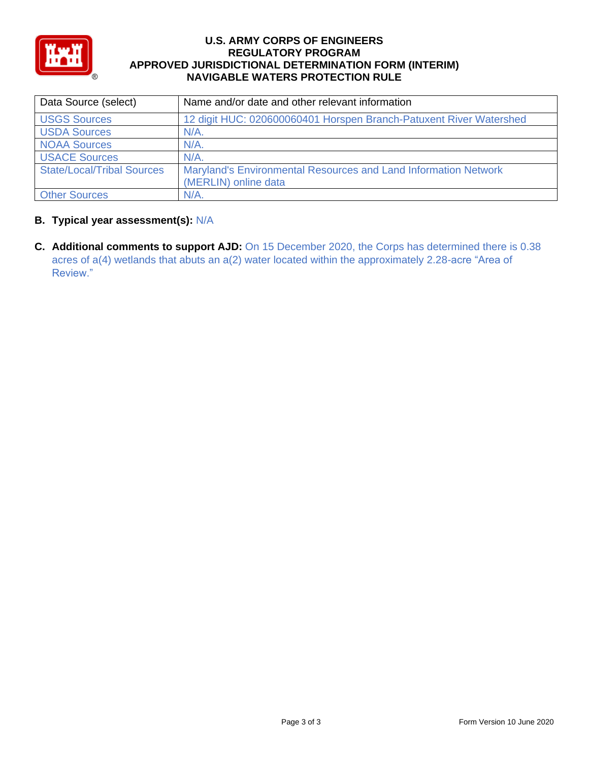# U.S. ARMY CORPS OF ENGINEERS
# REGULATORY PROGRAM
# APPROVED JURISDICTIONAL DETERMINATION FORM (INTERIM)
# NAVIGABLE WATERS PROTECTION RULE

| Data Source (select) | Name and/or date and other relevant information |
|---|---|
| USGS Sources | 12 digit HUC: 020600060401 Horspen Branch-Patuxent River Watershed |
| USDA Sources | N/A. |
| NOAA Sources | N/A. |
| USACE Sources | N/A. |
| State/Local/Tribal Sources | Maryland's Environmental Resources and Land Information Network (MERLIN) online data |
| Other Sources | N/A. |

**B. Typical year assessment(s):** N/A

**C. Additional comments to support AJD:** On 15 December 2020, the Corps has determined there is 0.38 acres of a(4) wetlands that abuts an a(2) water located within the approximately 2.28-acre "Area of Review."